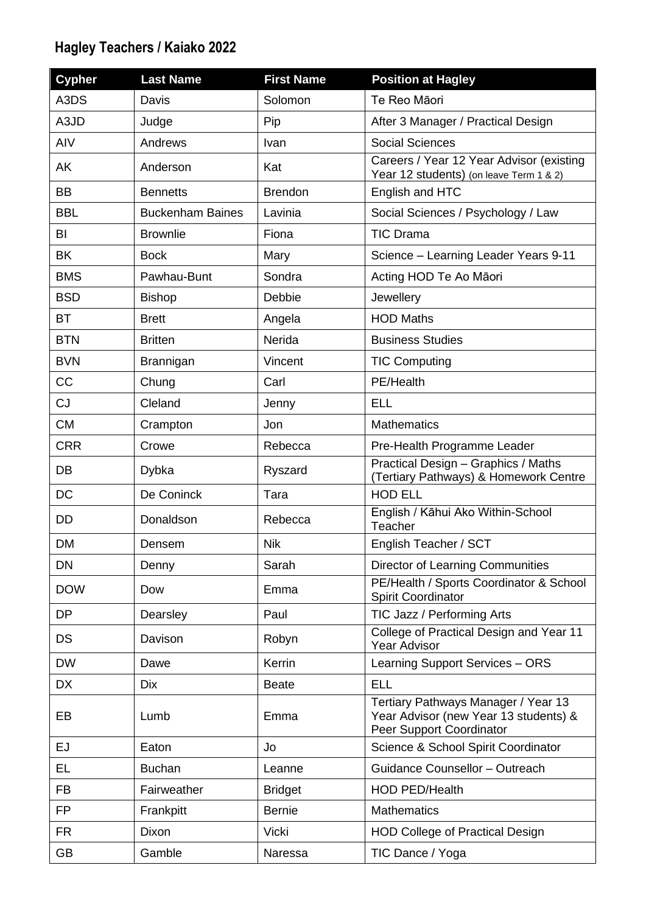## Hagley Teachers / Kaiako 2022

| Cypher | Last Name | First Name | Position at Hagley |
|---|---|---|---|
| A3DS | Davis | Solomon | Te Reo Māori |
| A3JD | Judge | Pip | After 3 Manager / Practical Design |
| AIV | Andrews | Ivan | Social Sciences |
| AK | Anderson | Kat | Careers / Year 12 Year Advisor (existing Year 12 students) (on leave Term 1 & 2) |
| BB | Bennetts | Brendon | English and HTC |
| BBL | Buckenham Baines | Lavinia | Social Sciences / Psychology / Law |
| BI | Brownlie | Fiona | TIC Drama |
| BK | Bock | Mary | Science – Learning Leader Years 9-11 |
| BMS | Pawhau-Bunt | Sondra | Acting HOD Te Ao Māori |
| BSD | Bishop | Debbie | Jewellery |
| BT | Brett | Angela | HOD Maths |
| BTN | Britten | Nerida | Business Studies |
| BVN | Brannigan | Vincent | TIC Computing |
| CC | Chung | Carl | PE/Health |
| CJ | Cleland | Jenny | ELL |
| CM | Crampton | Jon | Mathematics |
| CRR | Crowe | Rebecca | Pre-Health Programme Leader |
| DB | Dybka | Ryszard | Practical Design – Graphics / Maths (Tertiary Pathways) & Homework Centre |
| DC | De Coninck | Tara | HOD ELL |
| DD | Donaldson | Rebecca | English / Kāhui Ako Within-School Teacher |
| DM | Densem | Nik | English Teacher / SCT |
| DN | Denny | Sarah | Director of Learning Communities |
| DOW | Dow | Emma | PE/Health / Sports Coordinator & School Spirit Coordinator |
| DP | Dearsley | Paul | TIC Jazz / Performing Arts |
| DS | Davison | Robyn | College of Practical Design and Year 11 Year Advisor |
| DW | Dawe | Kerrin | Learning Support Services – ORS |
| DX | Dix | Beate | ELL |
| EB | Lumb | Emma | Tertiary Pathways Manager / Year 13 Year Advisor (new Year 13 students) & Peer Support Coordinator |
| EJ | Eaton | Jo | Science & School Spirit Coordinator |
| EL | Buchan | Leanne | Guidance Counsellor – Outreach |
| FB | Fairweather | Bridget | HOD PED/Health |
| FP | Frankpitt | Bernie | Mathematics |
| FR | Dixon | Vicki | HOD College of Practical Design |
| GB | Gamble | Naressa | TIC Dance / Yoga |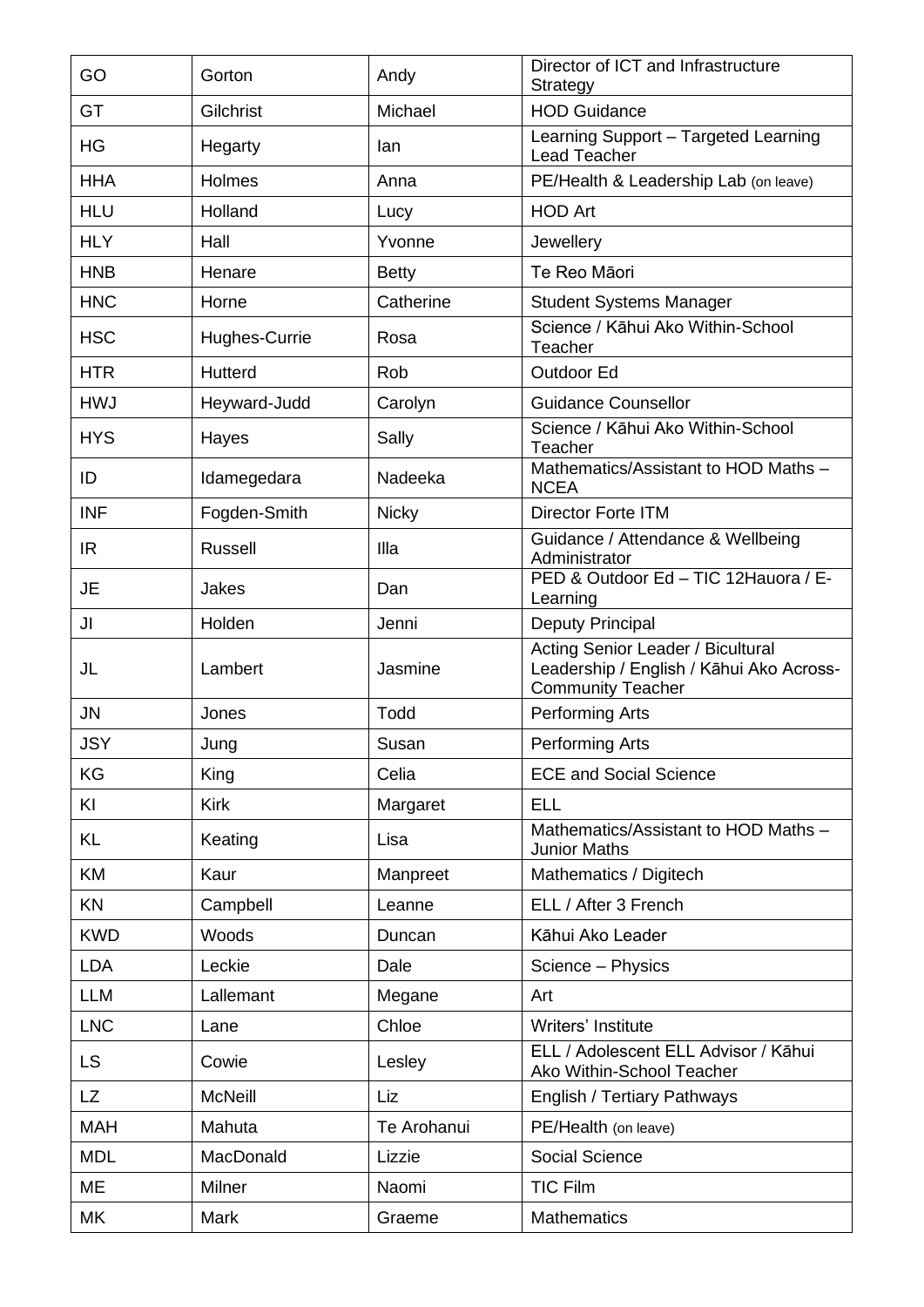| GO | Gorton | Andy | Director of ICT and Infrastructure Strategy |
|---|---|---|---|
| GT | Gilchrist | Michael | HOD Guidance |
| HG | Hegarty | Ian | Learning Support – Targeted Learning Lead Teacher |
| HHA | Holmes | Anna | PE/Health & Leadership Lab (on leave) |
| HLU | Holland | Lucy | HOD Art |
| HLY | Hall | Yvonne | Jewellery |
| HNB | Henare | Betty | Te Reo Māori |
| HNC | Horne | Catherine | Student Systems Manager |
| HSC | Hughes-Currie | Rosa | Science / Kāhui Ako Within-School Teacher |
| HTR | Hutterd | Rob | Outdoor Ed |
| HWJ | Heyward-Judd | Carolyn | Guidance Counsellor |
| HYS | Hayes | Sally | Science / Kāhui Ako Within-School Teacher |
| ID | Idamegedara | Nadeeka | Mathematics/Assistant to HOD Maths – NCEA |
| INF | Fogden-Smith | Nicky | Director Forte ITM |
| IR | Russell | Illa | Guidance / Attendance & Wellbeing Administrator |
| JE | Jakes | Dan | PED & Outdoor Ed – TIC 12Hauora / E-Learning |
| JI | Holden | Jenni | Deputy Principal |
| JL | Lambert | Jasmine | Acting Senior Leader / Bicultural Leadership / English / Kāhui Ako Across-Community Teacher |
| JN | Jones | Todd | Performing Arts |
| JSY | Jung | Susan | Performing Arts |
| KG | King | Celia | ECE and Social Science |
| KI | Kirk | Margaret | ELL |
| KL | Keating | Lisa | Mathematics/Assistant to HOD Maths – Junior Maths |
| KM | Kaur | Manpreet | Mathematics / Digitech |
| KN | Campbell | Leanne | ELL / After 3 French |
| KWD | Woods | Duncan | Kāhui Ako Leader |
| LDA | Leckie | Dale | Science – Physics |
| LLM | Lallemant | Megane | Art |
| LNC | Lane | Chloe | Writers' Institute |
| LS | Cowie | Lesley | ELL / Adolescent ELL Advisor / Kāhui Ako Within-School Teacher |
| LZ | McNeill | Liz | English / Tertiary Pathways |
| MAH | Mahuta | Te Arohanui | PE/Health (on leave) |
| MDL | MacDonald | Lizzie | Social Science |
| ME | Milner | Naomi | TIC Film |
| MK | Mark | Graeme | Mathematics |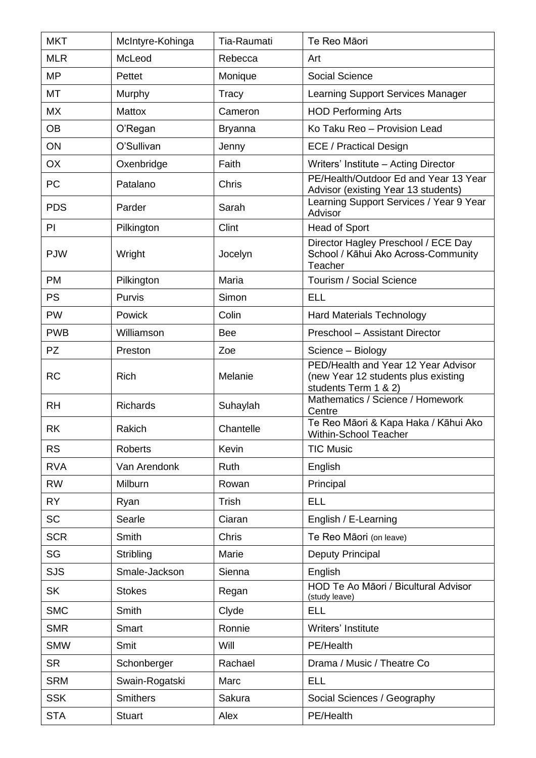| MKT | McIntyre-Kohinga | Tia-Raumati | Te Reo Māori |
|---|---|---|---|
| MLR | McLeod | Rebecca | Art |
| MP | Pettet | Monique | Social Science |
| MT | Murphy | Tracy | Learning Support Services Manager |
| MX | Mattox | Cameron | HOD Performing Arts |
| OB | O'Regan | Bryanna | Ko Taku Reo – Provision Lead |
| ON | O'Sullivan | Jenny | ECE / Practical Design |
| OX | Oxenbridge | Faith | Writers' Institute – Acting Director |
| PC | Patalano | Chris | PE/Health/Outdoor Ed and Year 13 Year Advisor (existing Year 13 students) |
| PDS | Parder | Sarah | Learning Support Services / Year 9 Year Advisor |
| PI | Pilkington | Clint | Head of Sport |
| PJW | Wright | Jocelyn | Director Hagley Preschool / ECE Day School / Kāhui Ako Across-Community Teacher |
| PM | Pilkington | Maria | Tourism / Social Science |
| PS | Purvis | Simon | ELL |
| PW | Powick | Colin | Hard Materials Technology |
| PWB | Williamson | Bee | Preschool – Assistant Director |
| PZ | Preston | Zoe | Science – Biology |
| RC | Rich | Melanie | PED/Health and Year 12 Year Advisor (new Year 12 students plus existing students Term 1 & 2) |
| RH | Richards | Suhaylah | Mathematics / Science / Homework Centre |
| RK | Rakich | Chantelle | Te Reo Māori & Kapa Haka / Kāhui Ako Within-School Teacher |
| RS | Roberts | Kevin | TIC Music |
| RVA | Van Arendonk | Ruth | English |
| RW | Milburn | Rowan | Principal |
| RY | Ryan | Trish | ELL |
| SC | Searle | Ciaran | English / E-Learning |
| SCR | Smith | Chris | Te Reo Māori (on leave) |
| SG | Stribling | Marie | Deputy Principal |
| SJS | Smale-Jackson | Sienna | English |
| SK | Stokes | Regan | HOD Te Ao Māori / Bicultural Advisor (study leave) |
| SMC | Smith | Clyde | ELL |
| SMR | Smart | Ronnie | Writers' Institute |
| SMW | Smit | Will | PE/Health |
| SR | Schonberger | Rachael | Drama / Music / Theatre Co |
| SRM | Swain-Rogatski | Marc | ELL |
| SSK | Smithers | Sakura | Social Sciences / Geography |
| STA | Stuart | Alex | PE/Health |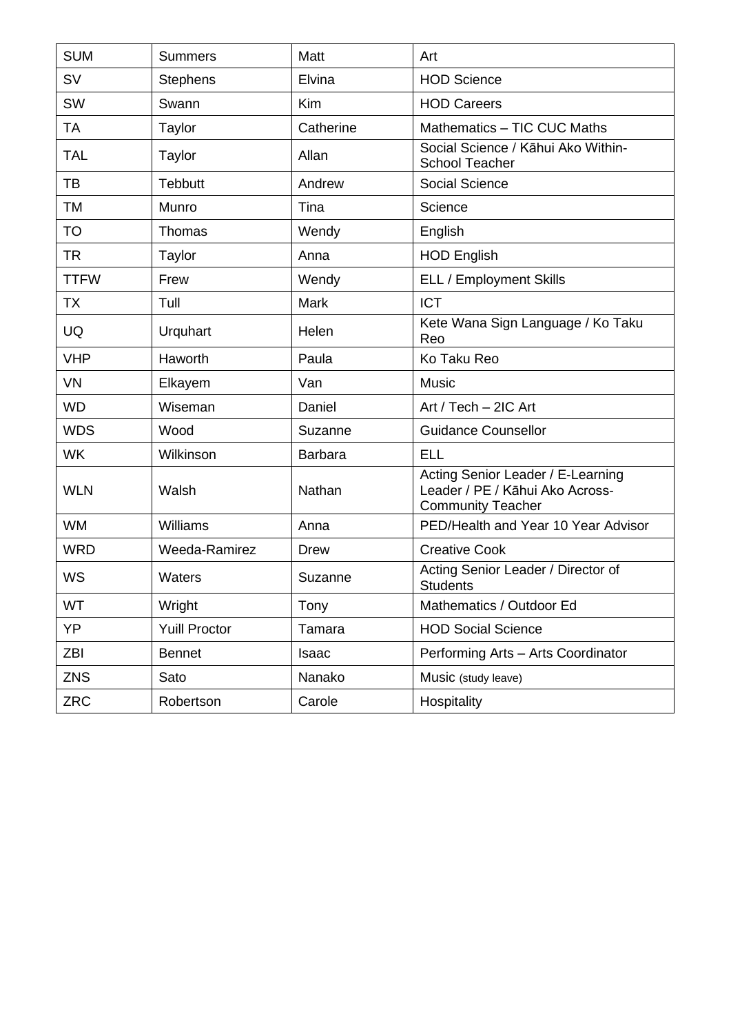| | | | |
|---|---|---|---|
| SUM | Summers | Matt | Art |
| SV | Stephens | Elvina | HOD Science |
| SW | Swann | Kim | HOD Careers |
| TA | Taylor | Catherine | Mathematics – TIC CUC Maths |
| TAL | Taylor | Allan | Social Science / Kāhui Ako Within-School Teacher |
| TB | Tebbutt | Andrew | Social Science |
| TM | Munro | Tina | Science |
| TO | Thomas | Wendy | English |
| TR | Taylor | Anna | HOD English |
| TTFW | Frew | Wendy | ELL / Employment Skills |
| TX | Tull | Mark | ICT |
| UQ | Urquhart | Helen | Kete Wana Sign Language / Ko Taku Reo |
| VHP | Haworth | Paula | Ko Taku Reo |
| VN | Elkayem | Van | Music |
| WD | Wiseman | Daniel | Art / Tech – 2IC Art |
| WDS | Wood | Suzanne | Guidance Counsellor |
| WK | Wilkinson | Barbara | ELL |
| WLN | Walsh | Nathan | Acting Senior Leader / E-Learning Leader / PE / Kāhui Ako Across-Community Teacher |
| WM | Williams | Anna | PED/Health and Year 10 Year Advisor |
| WRD | Weeda-Ramirez | Drew | Creative Cook |
| WS | Waters | Suzanne | Acting Senior Leader / Director of Students |
| WT | Wright | Tony | Mathematics / Outdoor Ed |
| YP | Yuill Proctor | Tamara | HOD Social Science |
| ZBI | Bennet | Isaac | Performing Arts – Arts Coordinator |
| ZNS | Sato | Nanako | Music (study leave) |
| ZRC | Robertson | Carole | Hospitality |